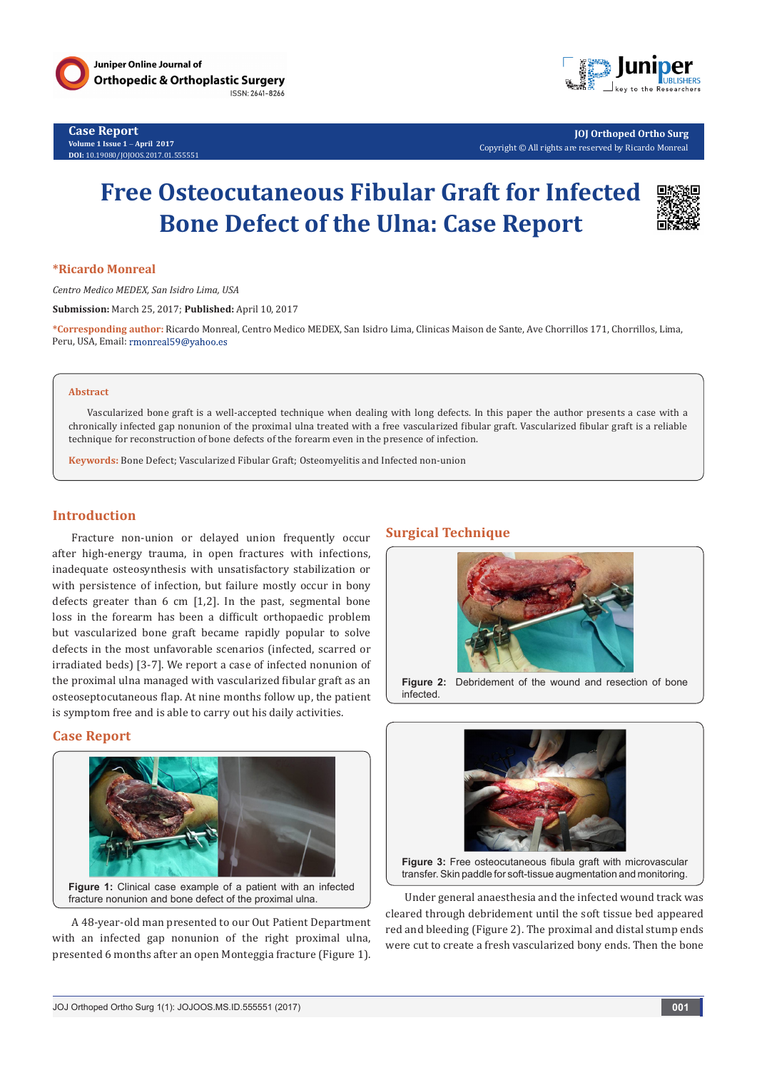Juniper Online Journal of Orthopedic & Orthoplastic Surgery
ISSN: 2641-8266

**Case Report**
Volume 1 Issue 1 – April 2017
DOI: 10.19080/JOJOOS.2017.01.555551

JOJ Orthoped Ortho Surg
Copyright © All rights are reserved by Ricardo Monreal

# Free Osteocutaneous Fibular Graft for Infected Bone Defect of the Ulna: Case Report

**\*Ricardo Monreal**

*Centro Medico MEDEX, San Isidro Lima, USA*

**Submission:** March 25, 2017; **Published:** April 10, 2017

**\*Corresponding author:** Ricardo Monreal, Centro Medico MEDEX, San Isidro Lima, Clinicas Maison de Sante, Ave Chorrillos 171, Chorrillos, Lima, Peru, USA, Email: rmonreal59@yahoo.es

**Abstract**

Vascularized bone graft is a well-accepted technique when dealing with long defects. In this paper the author presents a case with a chronically infected gap nonunion of the proximal ulna treated with a free vascularized fibular graft. Vascularized fibular graft is a reliable technique for reconstruction of bone defects of the forearm even in the presence of infection.

**Keywords:** Bone Defect; Vascularized Fibular Graft; Osteomyelitis and Infected non-union

## Introduction

Fracture non-union or delayed union frequently occur after high-energy trauma, in open fractures with infections, inadequate osteosynthesis with unsatisfactory stabilization or with persistence of infection, but failure mostly occur in bony defects greater than 6 cm [1,2]. In the past, segmental bone loss in the forearm has been a difficult orthopaedic problem but vascularized bone graft became rapidly popular to solve defects in the most unfavorable scenarios (infected, scarred or irradiated beds) [3-7]. We report a case of infected nonunion of the proximal ulna managed with vascularized fibular graft as an osteoseptocutaneous flap. At nine months follow up, the patient is symptom free and is able to carry out his daily activities.

## Case Report

**Figure 1:** Clinical case example of a patient with an infected fracture nonunion and bone defect of the proximal ulna.

A 48-year-old man presented to our Out Patient Department with an infected gap nonunion of the right proximal ulna, presented 6 months after an open Monteggia fracture (Figure 1).

## Surgical Technique

**Figure 2:** Debridement of the wound and resection of bone infected.

**Figure 3:** Free osteocutaneous fibula graft with microvascular transfer. Skin paddle for soft-tissue augmentation and monitoring.

Under general anaesthesia and the infected wound track was cleared through debridement until the soft tissue bed appeared red and bleeding (Figure 2). The proximal and distal stump ends were cut to create a fresh vascularized bony ends. Then the bone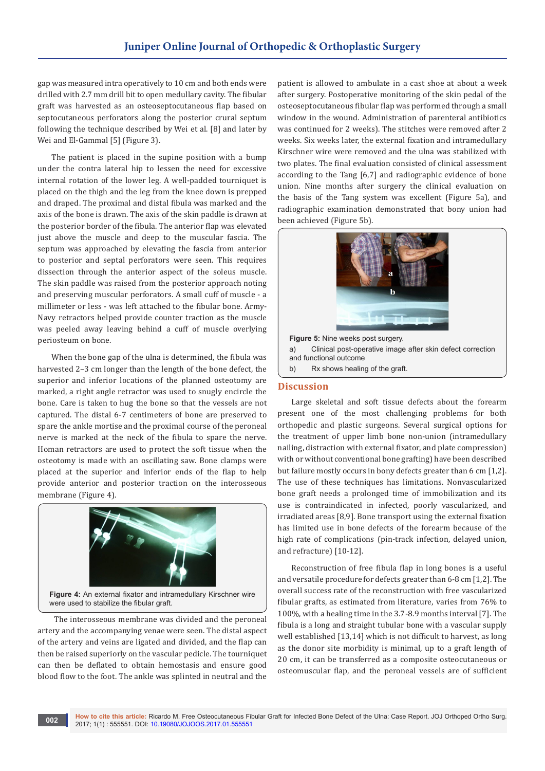gap was measured intra operatively to 10 cm and both ends were drilled with 2.7 mm drill bit to open medullary cavity. The fibular graft was harvested as an osteoseptocutaneous flap based on septocutaneous perforators along the posterior crural septum following the technique described by Wei et al. [8] and later by Wei and El-Gammal [5] (Figure 3).

The patient is placed in the supine position with a bump under the contra lateral hip to lessen the need for excessive internal rotation of the lower leg. A well-padded tourniquet is placed on the thigh and the leg from the knee down is prepped and draped. The proximal and distal fibula was marked and the axis of the bone is drawn. The axis of the skin paddle is drawn at the posterior border of the fibula. The anterior flap was elevated just above the muscle and deep to the muscular fascia. The septum was approached by elevating the fascia from anterior to posterior and septal perforators were seen. This requires dissection through the anterior aspect of the soleus muscle. The skin paddle was raised from the posterior approach noting and preserving muscular perforators. A small cuff of muscle - a millimeter or less - was left attached to the fibular bone. Army-Navy retractors helped provide counter traction as the muscle was peeled away leaving behind a cuff of muscle overlying periosteum on bone.

When the bone gap of the ulna is determined, the fibula was harvested 2–3 cm longer than the length of the bone defect, the superior and inferior locations of the planned osteotomy are marked, a right angle retractor was used to snugly encircle the bone. Care is taken to hug the bone so that the vessels are not captured. The distal 6-7 centimeters of bone are preserved to spare the ankle mortise and the proximal course of the peroneal nerve is marked at the neck of the fibula to spare the nerve. Homan retractors are used to protect the soft tissue when the osteotomy is made with an oscillating saw. Bone clamps were placed at the superior and inferior ends of the flap to help provide anterior and posterior traction on the interosseous membrane (Figure 4).

**Figure 4:** An external fixator and intramedullary Kirschner wire were used to stabilize the fibular graft.

The interosseous membrane was divided and the peroneal artery and the accompanying venae were seen. The distal aspect of the artery and veins are ligated and divided, and the flap can then be raised superiorly on the vascular pedicle. The tourniquet can then be deflated to obtain hemostasis and ensure good blood flow to the foot. The ankle was splinted in neutral and the patient is allowed to ambulate in a cast shoe at about a week after surgery. Postoperative monitoring of the skin pedal of the osteoseptocutaneous fibular flap was performed through a small window in the wound. Administration of parenteral antibiotics was continued for 2 weeks). The stitches were removed after 2 weeks. Six weeks later, the external fixation and intramedullary Kirschner wire were removed and the ulna was stabilized with two plates. The final evaluation consisted of clinical assessment according to the Tang [6,7] and radiographic evidence of bone union. Nine months after surgery the clinical evaluation on the basis of the Tang system was excellent (Figure 5a), and radiographic examination demonstrated that bony union had been achieved (Figure 5b).

**Figure 5:** Nine weeks post surgery.

a) Clinical post-operative image after skin defect correction and functional outcome

b) Rx shows healing of the graft.

## Discussion

Large skeletal and soft tissue defects about the forearm present one of the most challenging problems for both orthopedic and plastic surgeons. Several surgical options for the treatment of upper limb bone non-union (intramedullary nailing, distraction with external fixator, and plate compression) with or without conventional bone grafting) have been described but failure mostly occurs in bony defects greater than 6 cm [1,2]. The use of these techniques has limitations. Nonvascularized bone graft needs a prolonged time of immobilization and its use is contraindicated in infected, poorly vascularized, and irradiated areas [8,9]. Bone transport using the external fixation has limited use in bone defects of the forearm because of the high rate of complications (pin-track infection, delayed union, and refracture) [10-12].

Reconstruction of free fibula flap in long bones is a useful and versatile procedure for defects greater than 6-8 cm [1,2]. The overall success rate of the reconstruction with free vascularized fibular grafts, as estimated from literature, varies from 76% to 100%, with a healing time in the 3.7-8.9 months interval [7]. The fibula is a long and straight tubular bone with a vascular supply well established [13,14] which is not difficult to harvest, as long as the donor site morbidity is minimal, up to a graft length of 20 cm, it can be transferred as a composite osteocutaneous or osteomuscular flap, and the peroneal vessels are of sufficient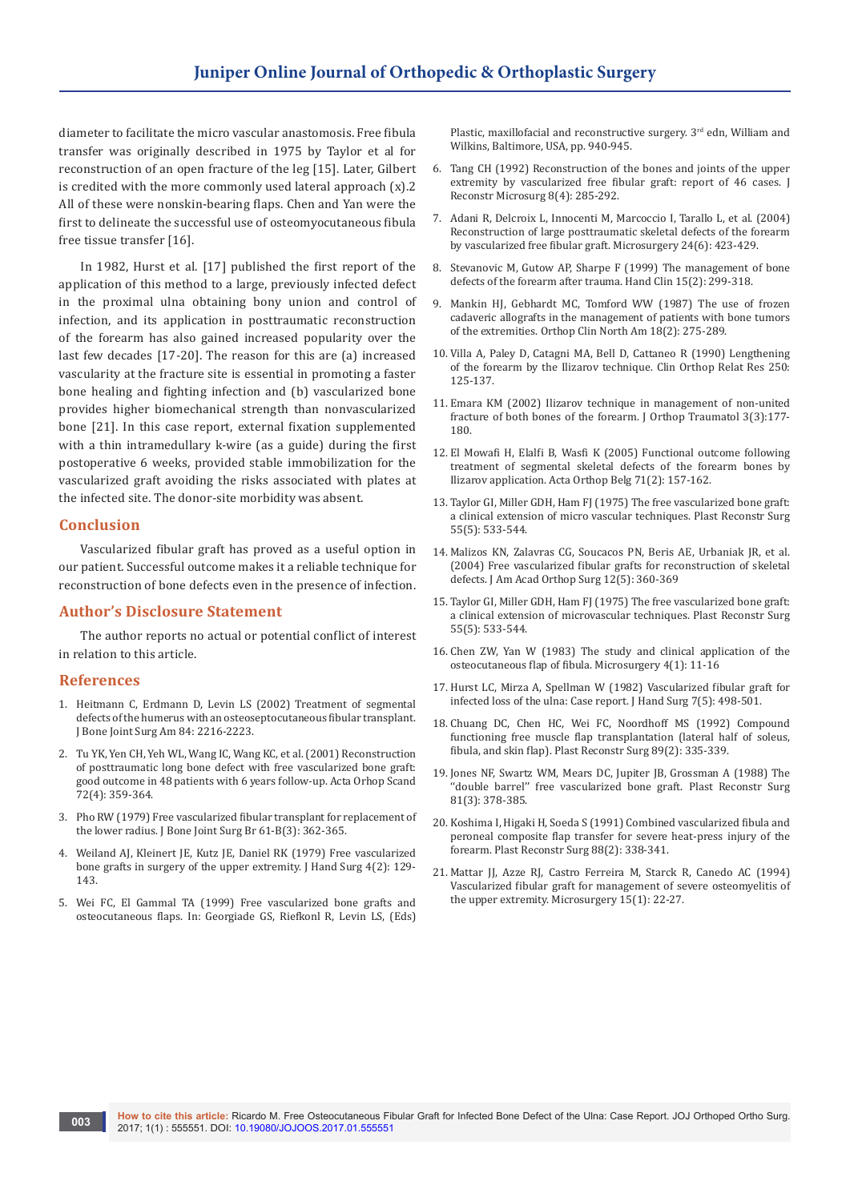diameter to facilitate the micro vascular anastomosis. Free fibula transfer was originally described in 1975 by Taylor et al for reconstruction of an open fracture of the leg [15]. Later, Gilbert is credited with the more commonly used lateral approach (x).2 All of these were nonskin-bearing flaps. Chen and Yan were the first to delineate the successful use of osteomyocutaneous fibula free tissue transfer [16].

In 1982, Hurst et al. [17] published the first report of the application of this method to a large, previously infected defect in the proximal ulna obtaining bony union and control of infection, and its application in posttraumatic reconstruction of the forearm has also gained increased popularity over the last few decades [17-20]. The reason for this are (a) increased vascularity at the fracture site is essential in promoting a faster bone healing and fighting infection and (b) vascularized bone provides higher biomechanical strength than nonvascularized bone [21]. In this case report, external fixation supplemented with a thin intramedullary k-wire (as a guide) during the first postoperative 6 weeks, provided stable immobilization for the vascularized graft avoiding the risks associated with plates at the infected site. The donor-site morbidity was absent.

## Conclusion

Vascularized fibular graft has proved as a useful option in our patient. Successful outcome makes it a reliable technique for reconstruction of bone defects even in the presence of infection.

## Author's Disclosure Statement

The author reports no actual or potential conflict of interest in relation to this article.

## References

1. Heitmann C, Erdmann D, Levin LS (2002) Treatment of segmental defects of the humerus with an osteoseptocutaneous fibular transplant. J Bone Joint Surg Am 84: 2216-2223.
2. Tu YK, Yen CH, Yeh WL, Wang IC, Wang KC, et al. (2001) Reconstruction of posttraumatic long bone defect with free vascularized bone graft: good outcome in 48 patients with 6 years follow-up. Acta Orhop Scand 72(4): 359-364.
3. Pho RW (1979) Free vascularized fibular transplant for replacement of the lower radius. J Bone Joint Surg Br 61-B(3): 362-365.
4. Weiland AJ, Kleinert JE, Kutz JE, Daniel RK (1979) Free vascularized bone grafts in surgery of the upper extremity. J Hand Surg 4(2): 129-143.
5. Wei FC, El Gammal TA (1999) Free vascularized bone grafts and osteocutaneous flaps. In: Georgiade GS, Riefkonl R, Levin LS, (Eds) Plastic, maxillofacial and reconstructive surgery. 3rd edn, William and Wilkins, Baltimore, USA, pp. 940-945.
6. Tang CH (1992) Reconstruction of the bones and joints of the upper extremity by vascularized free fibular graft: report of 46 cases. J Reconstr Microsurg 8(4): 285-292.
7. Adani R, Delcroix L, Innocenti M, Marcoccio I, Tarallo L, et al. (2004) Reconstruction of large posttraumatic skeletal defects of the forearm by vascularized free fibular graft. Microsurgery 24(6): 423-429.
8. Stevanovic M, Gutow AP, Sharpe F (1999) The management of bone defects of the forearm after trauma. Hand Clin 15(2): 299-318.
9. Mankin HJ, Gebhardt MC, Tomford WW (1987) The use of frozen cadaveric allografts in the management of patients with bone tumors of the extremities. Orthop Clin North Am 18(2): 275-289.
10. Villa A, Paley D, Catagni MA, Bell D, Cattaneo R (1990) Lengthening of the forearm by the Ilizarov technique. Clin Orthop Relat Res 250: 125-137.
11. Emara KM (2002) Ilizarov technique in management of non-united fracture of both bones of the forearm. J Orthop Traumatol 3(3):177-180.
12. El Mowafi H, Elalfi B, Wasfi K (2005) Functional outcome following treatment of segmental skeletal defects of the forearm bones by Ilizarov application. Acta Orthop Belg 71(2): 157-162.
13. Taylor GI, Miller GDH, Ham FJ (1975) The free vascularized bone graft: a clinical extension of micro vascular techniques. Plast Reconstr Surg 55(5): 533-544.
14. Malizos KN, Zalavras CG, Soucacos PN, Beris AE, Urbaniak JR, et al. (2004) Free vascularized fibular grafts for reconstruction of skeletal defects. J Am Acad Orthop Surg 12(5): 360-369
15. Taylor GI, Miller GDH, Ham FJ (1975) The free vascularized bone graft: a clinical extension of microvascular techniques. Plast Reconstr Surg 55(5): 533-544.
16. Chen ZW, Yan W (1983) The study and clinical application of the osteocutaneous flap of fibula. Microsurgery 4(1): 11-16
17. Hurst LC, Mirza A, Spellman W (1982) Vascularized fibular graft for infected loss of the ulna: Case report. J Hand Surg 7(5): 498-501.
18. Chuang DC, Chen HC, Wei FC, Noordhoff MS (1992) Compound functioning free muscle flap transplantation (lateral half of soleus, fibula, and skin flap). Plast Reconstr Surg 89(2): 335-339.
19. Jones NF, Swartz WM, Mears DC, Jupiter JB, Grossman A (1988) The "double barrel" free vascularized bone graft. Plast Reconstr Surg 81(3): 378-385.
20. Koshima I, Higaki H, Soeda S (1991) Combined vascularized fibula and peroneal composite flap transfer for severe heat-press injury of the forearm. Plast Reconstr Surg 88(2): 338-341.
21. Mattar JJ, Azze RJ, Castro Ferreira M, Starck R, Canedo AC (1994) Vascularized fibular graft for management of severe osteomyelitis of the upper extremity. Microsurgery 15(1): 22-27.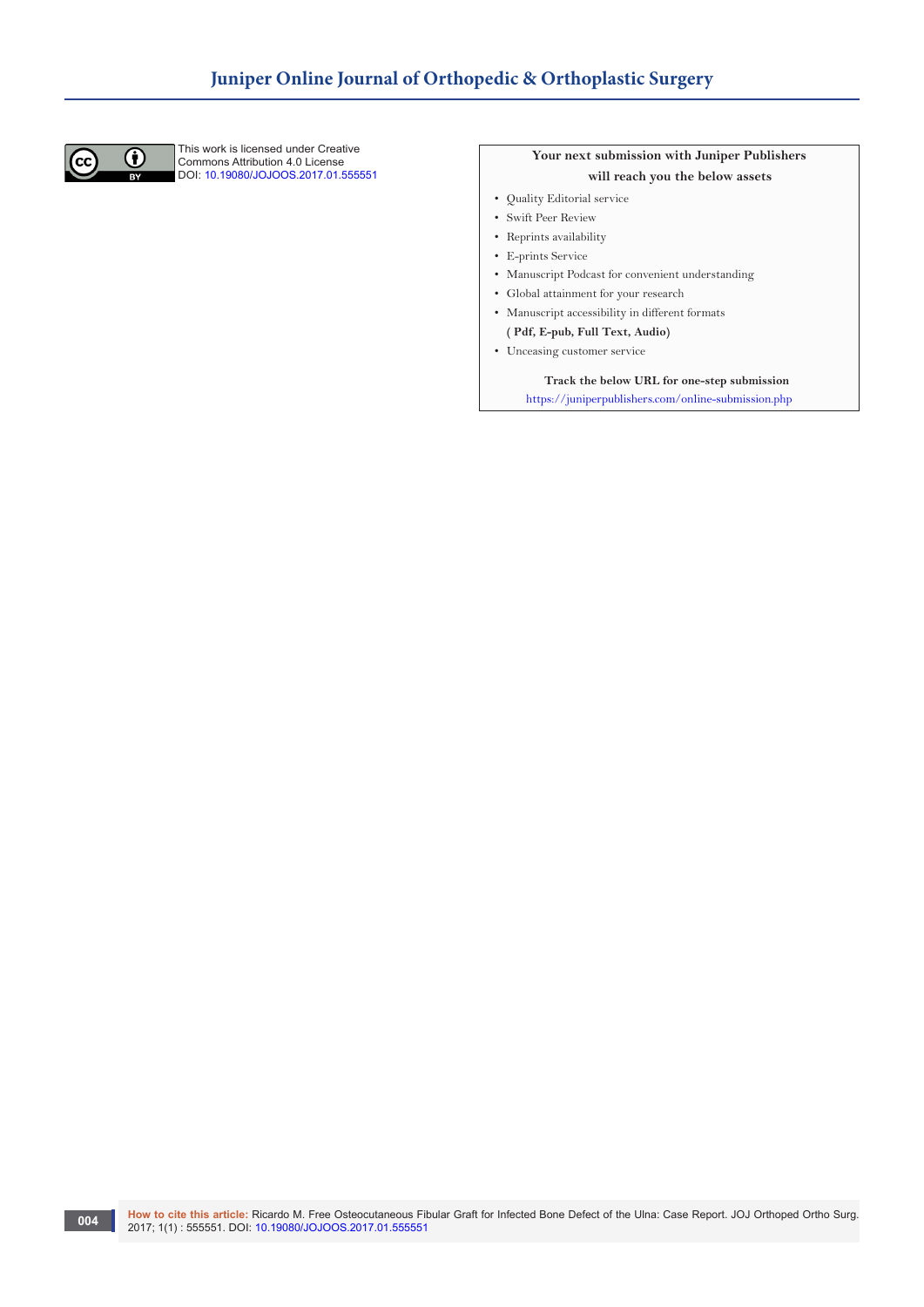This work is licensed under Creative Commons Attribution 4.0 License
DOI: 10.19080/JOJOOS.2017.01.555551

**Your next submission with Juniper Publishers will reach you the below assets**

- Quality Editorial service
- Swift Peer Review
- Reprints availability
- E-prints Service
- Manuscript Podcast for convenient understanding
- Global attainment for your research
- Manuscript accessibility in different formats
  **( Pdf, E-pub, Full Text, Audio)**
- Unceasing customer service

**Track the below URL for one-step submission**
https://juniperpublishers.com/online-submission.php

**How to cite this article:** Ricardo M. Free Osteocutaneous Fibular Graft for Infected Bone Defect of the Ulna: Case Report. JOJ Orthoped Ortho Surg. 2017; 1(1) : 555551. DOI: 10.19080/JOJOOS.2017.01.555551